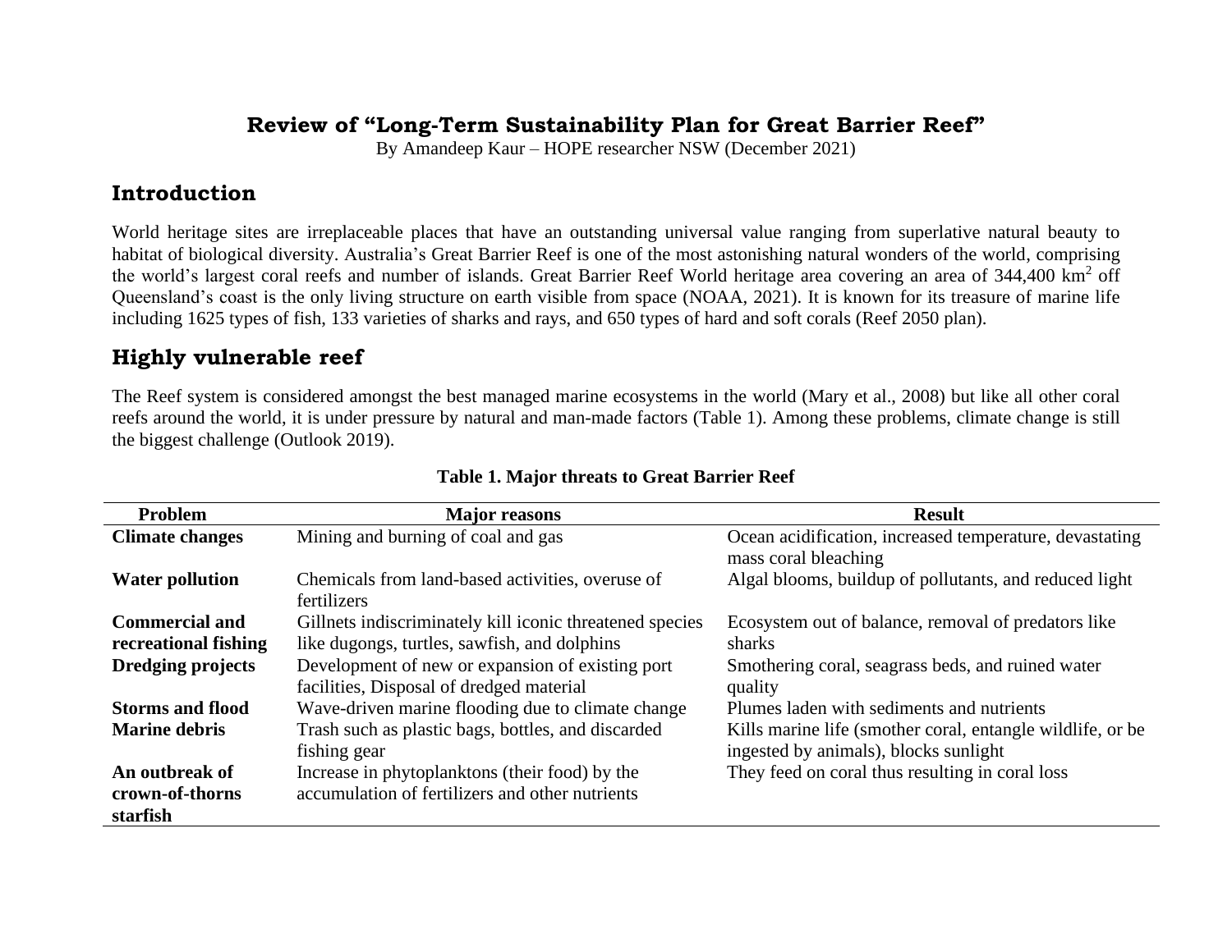# Review of "Long-Term Sustainability Plan for Great Barrier Reef"

By Amandeep Kaur – HOPE researcher NSW (December 2021)

## Introduction

World heritage sites are irreplaceable places that have an outstanding universal value ranging from superlative natural beauty to habitat of biological diversity. Australia's Great Barrier Reef is one of the most astonishing natural wonders of the world, comprising the world's largest coral reefs and number of islands. Great Barrier Reef World heritage area covering an area of 344,400 $km^2$ off Queensland's coast is the only living structure on earth visible from space (NOAA, 2021). It is known for its treasure of marine life including 1625 types of fish, 133 varieties of sharks and rays, and 650 types of hard and soft corals (Reef 2050 plan).

## Highly vulnerable reef

The Reef system is considered amongst the best managed marine ecosystems in the world (Mary et al., 2008) but like all other coral reefs around the world, it is under pressure by natural and man-made factors (Table 1). Among these problems, climate change is still the biggest challenge (Outlook 2019).

**Table 1. Major threats to Great Barrier Reef**

| Problem | Major reasons | Result |
|---|---|---|
| **Climate changes** | Mining and burning of coal and gas | Ocean acidification, increased temperature, devastating mass coral bleaching |
| **Water pollution** | Chemicals from land-based activities, overuse of fertilizers | Algal blooms, buildup of pollutants, and reduced light |
| **Commercial and recreational fishing** | Gillnets indiscriminately kill iconic threatened species like dugongs, turtles, sawfish, and dolphins | Ecosystem out of balance, removal of predators like sharks |
| **Dredging projects** | Development of new or expansion of existing port facilities, Disposal of dredged material | Smothering coral, seagrass beds, and ruined water quality |
| **Storms and flood** | Wave-driven marine flooding due to climate change | Plumes laden with sediments and nutrients |
| **Marine debris** | Trash such as plastic bags, bottles, and discarded fishing gear | Kills marine life (smother coral, entangle wildlife, or be ingested by animals), blocks sunlight |
| **An outbreak of crown-of-thorns starfish** | Increase in phytoplanktons (their food) by the accumulation of fertilizers and other nutrients | They feed on coral thus resulting in coral loss |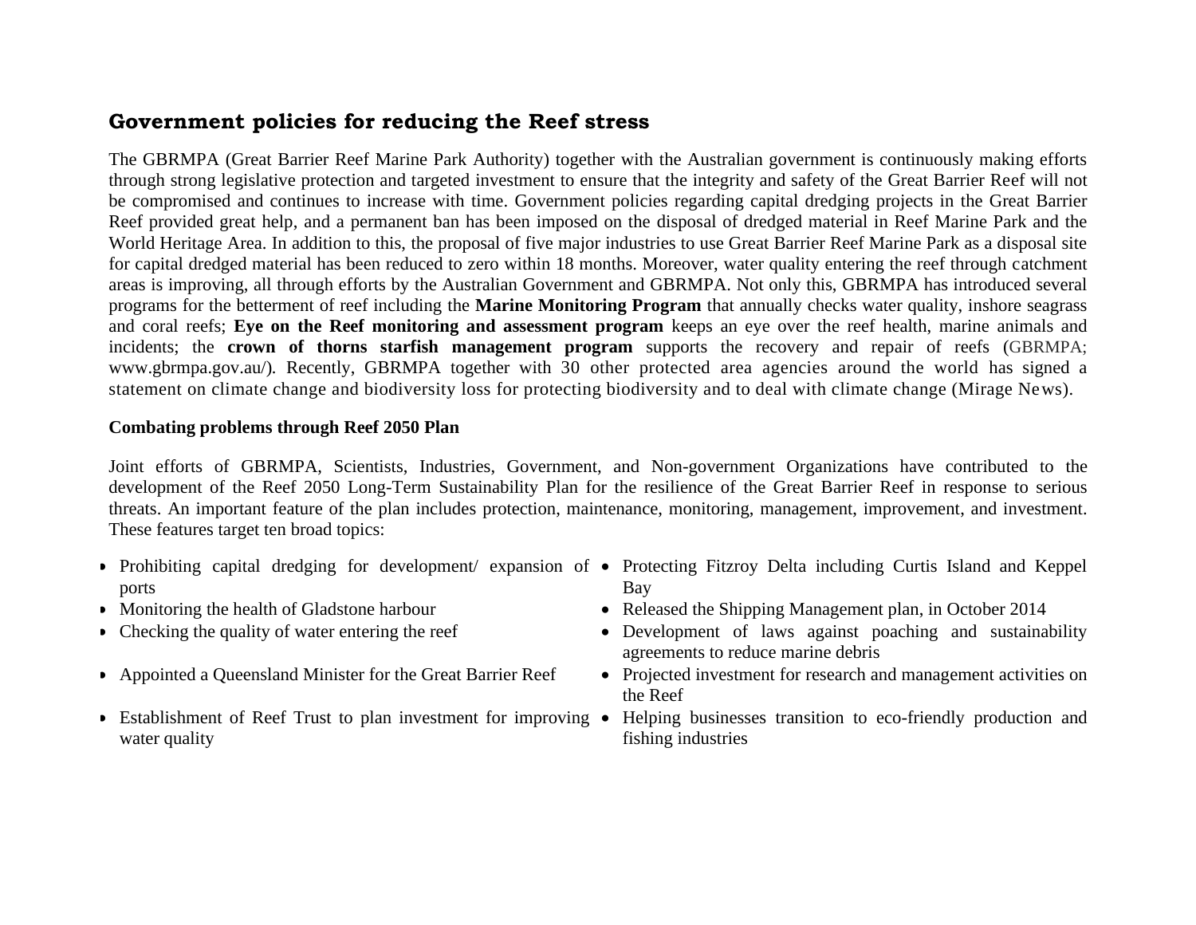## Government policies for reducing the Reef stress

The GBRMPA (Great Barrier Reef Marine Park Authority) together with the Australian government is continuously making efforts through strong legislative protection and targeted investment to ensure that the integrity and safety of the Great Barrier Reef will not be compromised and continues to increase with time. Government policies regarding capital dredging projects in the Great Barrier Reef provided great help, and a permanent ban has been imposed on the disposal of dredged material in Reef Marine Park and the World Heritage Area. In addition to this, the proposal of five major industries to use Great Barrier Reef Marine Park as a disposal site for capital dredged material has been reduced to zero within 18 months. Moreover, water quality entering the reef through catchment areas is improving, all through efforts by the Australian Government and GBRMPA. Not only this, GBRMPA has introduced several programs for the betterment of reef including the **Marine Monitoring Program** that annually checks water quality, inshore seagrass and coral reefs; **Eye on the Reef monitoring and assessment program** keeps an eye over the reef health, marine animals and incidents; the **crown of thorns starfish management program** supports the recovery and repair of reefs (GBRMPA; www.gbrmpa.gov.au/). Recently, GBRMPA together with 30 other protected area agencies around the world has signed a statement on climate change and biodiversity loss for protecting biodiversity and to deal with climate change (Mirage News).

**Combating problems through Reef 2050 Plan**

Joint efforts of GBRMPA, Scientists, Industries, Government, and Non-government Organizations have contributed to the development of the Reef 2050 Long-Term Sustainability Plan for the resilience of the Great Barrier Reef in response to serious threats. An important feature of the plan includes protection, maintenance, monitoring, management, improvement, and investment. These features target ten broad topics:

- Prohibiting capital dredging for development/ expansion of ports
- Monitoring the health of Gladstone harbour
- Checking the quality of water entering the reef
- Appointed a Queensland Minister for the Great Barrier Reef
- Establishment of Reef Trust to plan investment for improving water quality
- Protecting Fitzroy Delta including Curtis Island and Keppel Bay
- Released the Shipping Management plan, in October 2014
- Development of laws against poaching and sustainability agreements to reduce marine debris
- Projected investment for research and management activities on the Reef
- Helping businesses transition to eco-friendly production and fishing industries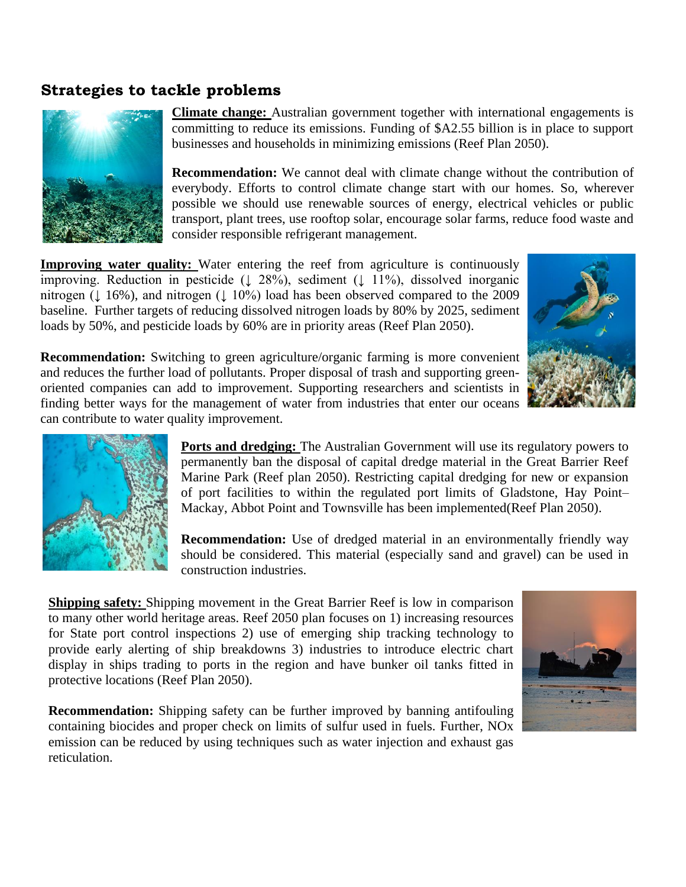## Strategies to tackle problems

**Climate change:** Australian government together with international engagements is committing to reduce its emissions. Funding of $A2.55 billion is in place to support businesses and households in minimizing emissions (Reef Plan 2050).

**Recommendation:** We cannot deal with climate change without the contribution of everybody. Efforts to control climate change start with our homes. So, wherever possible we should use renewable sources of energy, electrical vehicles or public transport, plant trees, use rooftop solar, encourage solar farms, reduce food waste and consider responsible refrigerant management.

**Improving water quality:** Water entering the reef from agriculture is continuously improving. Reduction in pesticide (↓ 28%), sediment (↓ 11%), dissolved inorganic nitrogen (↓ 16%), and nitrogen (↓ 10%) load has been observed compared to the 2009 baseline. Further targets of reducing dissolved nitrogen loads by 80% by 2025, sediment loads by 50%, and pesticide loads by 60% are in priority areas (Reef Plan 2050).

**Recommendation:** Switching to green agriculture/organic farming is more convenient and reduces the further load of pollutants. Proper disposal of trash and supporting green-oriented companies can add to improvement. Supporting researchers and scientists in finding better ways for the management of water from industries that enter our oceans can contribute to water quality improvement.

**Ports and dredging:** The Australian Government will use its regulatory powers to permanently ban the disposal of capital dredge material in the Great Barrier Reef Marine Park (Reef plan 2050). Restricting capital dredging for new or expansion of port facilities to within the regulated port limits of Gladstone, Hay Point–Mackay, Abbot Point and Townsville has been implemented(Reef Plan 2050).

**Recommendation:** Use of dredged material in an environmentally friendly way should be considered. This material (especially sand and gravel) can be used in construction industries.

**Shipping safety:** Shipping movement in the Great Barrier Reef is low in comparison to many other world heritage areas. Reef 2050 plan focuses on 1) increasing resources for State port control inspections 2) use of emerging ship tracking technology to provide early alerting of ship breakdowns 3) industries to introduce electric chart display in ships trading to ports in the region and have bunker oil tanks fitted in protective locations (Reef Plan 2050).

**Recommendation:** Shipping safety can be further improved by banning antifouling containing biocides and proper check on limits of sulfur used in fuels. Further, $NO_x$ emission can be reduced by using techniques such as water injection and exhaust gas reticulation.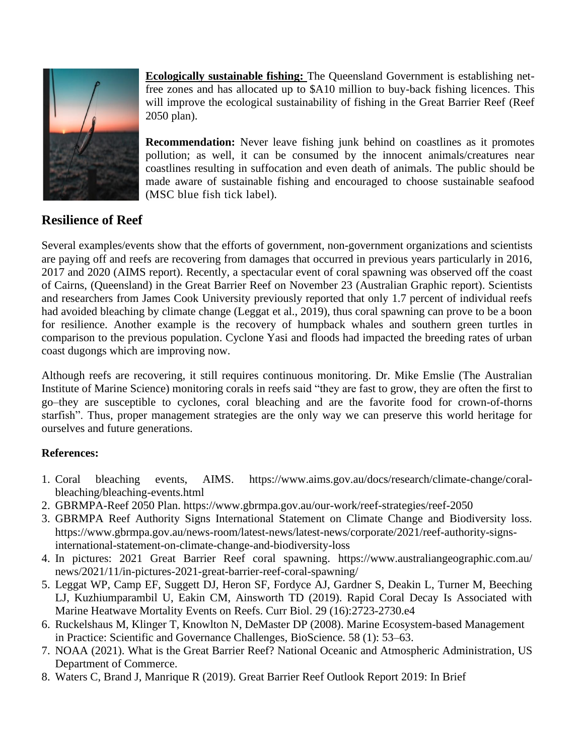**Ecologically sustainable fishing:** The Queensland Government is establishing net-free zones and has allocated up to $A10 million to buy-back fishing licences. This will improve the ecological sustainability of fishing in the Great Barrier Reef (Reef 2050 plan).

**Recommendation:** Never leave fishing junk behind on coastlines as it promotes pollution; as well, it can be consumed by the innocent animals/creatures near coastlines resulting in suffocation and even death of animals. The public should be made aware of sustainable fishing and encouraged to choose sustainable seafood (MSC blue fish tick label).

## Resilience of Reef

Several examples/events show that the efforts of government, non-government organizations and scientists are paying off and reefs are recovering from damages that occurred in previous years particularly in 2016, 2017 and 2020 (AIMS report). Recently, a spectacular event of coral spawning was observed off the coast of Cairns, (Queensland) in the Great Barrier Reef on November 23 (Australian Graphic report). Scientists and researchers from James Cook University previously reported that only 1.7 percent of individual reefs had avoided bleaching by climate change (Leggat et al., 2019), thus coral spawning can prove to be a boon for resilience. Another example is the recovery of humpback whales and southern green turtles in comparison to the previous population. Cyclone Yasi and floods had impacted the breeding rates of urban coast dugongs which are improving now.

Although reefs are recovering, it still requires continuous monitoring. Dr. Mike Emslie (The Australian Institute of Marine Science) monitoring corals in reefs said "they are fast to grow, they are often the first to go–they are susceptible to cyclones, coral bleaching and are the favorite food for crown-of-thorns starfish". Thus, proper management strategies are the only way we can preserve this world heritage for ourselves and future generations.

**References:**

1. Coral bleaching events, AIMS. https://www.aims.gov.au/docs/research/climate-change/coral-bleaching/bleaching-events.html
2. GBRMPA-Reef 2050 Plan. https://www.gbrmpa.gov.au/our-work/reef-strategies/reef-2050
3. GBRMPA Reef Authority Signs International Statement on Climate Change and Biodiversity loss. https://www.gbrmpa.gov.au/news-room/latest-news/latest-news/corporate/2021/reef-authority-signs-international-statement-on-climate-change-and-biodiversity-loss
4. In pictures: 2021 Great Barrier Reef coral spawning. https://www.australiangeographic.com.au/news/2021/11/in-pictures-2021-great-barrier-reef-coral-spawning/
5. Leggat WP, Camp EF, Suggett DJ, Heron SF, Fordyce AJ, Gardner S, Deakin L, Turner M, Beeching LJ, Kuzhiumparambil U, Eakin CM, Ainsworth TD (2019). Rapid Coral Decay Is Associated with Marine Heatwave Mortality Events on Reefs. Curr Biol. 29 (16):2723-2730.e4
6. Ruckelshaus M, Klinger T, Knowlton N, DeMaster DP (2008). Marine Ecosystem-based Management in Practice: Scientific and Governance Challenges, BioScience. 58 (1): 53–63.
7. NOAA (2021). What is the Great Barrier Reef? National Oceanic and Atmospheric Administration, US Department of Commerce.
8. Waters C, Brand J, Manrique R (2019). Great Barrier Reef Outlook Report 2019: In Brief